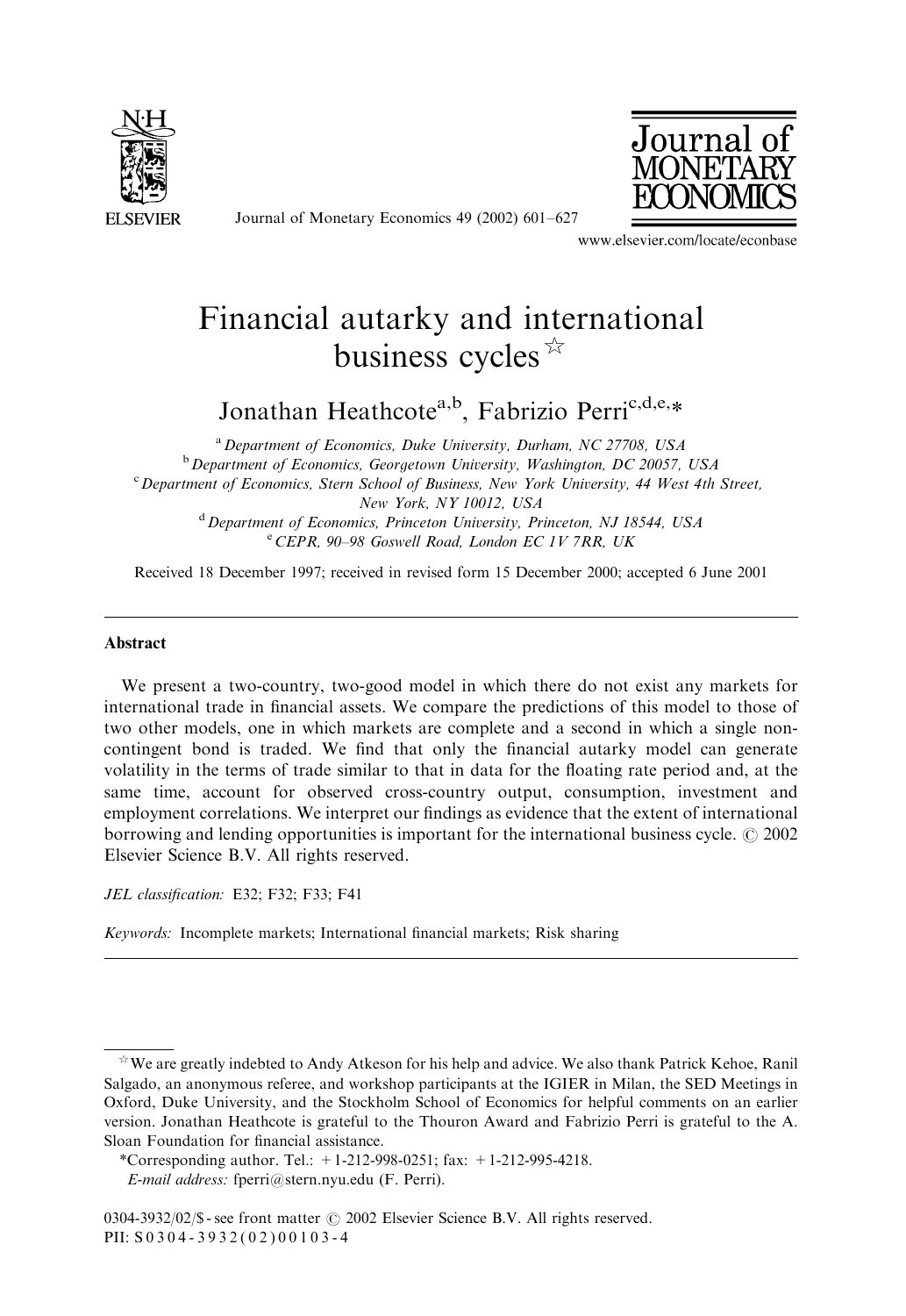# Financial autarky and international business cycles ☆

Jonathan Heathcote[a,b], Fabrizio Perri[c,d,e,*]

[a] Department of Economics, Duke University, Durham, NC 27708, USA
[b] Department of Economics, Georgetown University, Washington, DC 20057, USA
[c] Department of Economics, Stern School of Business, New York University, 44 West 4th Street, New York, NY 10012, USA
[d] Department of Economics, Princeton University, Princeton, NJ 18544, USA
[e] CEPR, 90–98 Goswell Road, London EC 1V 7RR, UK

Received 18 December 1997; received in revised form 15 December 2000; accepted 6 June 2001

## Abstract

We present a two-country, two-good model in which there do not exist any markets for international trade in financial assets. We compare the predictions of this model to those of two other models, one in which markets are complete and a second in which a single non-contingent bond is traded. We find that only the financial autarky model can generate volatility in the terms of trade similar to that in data for the floating rate period and, at the same time, account for observed cross-country output, consumption, investment and employment correlations. We interpret our findings as evidence that the extent of international borrowing and lending opportunities is important for the international business cycle. © 2002 Elsevier Science B.V. All rights reserved.

*JEL classification:* E32; F32; F33; F41

*Keywords:* Incomplete markets; International financial markets; Risk sharing

---

☆ We are greatly indebted to Andy Atkeson for his help and advice. We also thank Patrick Kehoe, Ranil Salgado, an anonymous referee, and workshop participants at the IGIER in Milan, the SED Meetings in Oxford, Duke University, and the Stockholm School of Economics for helpful comments on an earlier version. Jonathan Heathcote is grateful to the Thouron Award and Fabrizio Perri is grateful to the A. Sloan Foundation for financial assistance.

*Corresponding author. Tel.: +1-212-998-0251; fax: +1-212-995-4218.

*E-mail address:* fperri@stern.nyu.edu (F. Perri).

0304-3932/02/$ - see front matter © 2002 Elsevier Science B.V. All rights reserved.
PII: S0304-3932(02)00103-4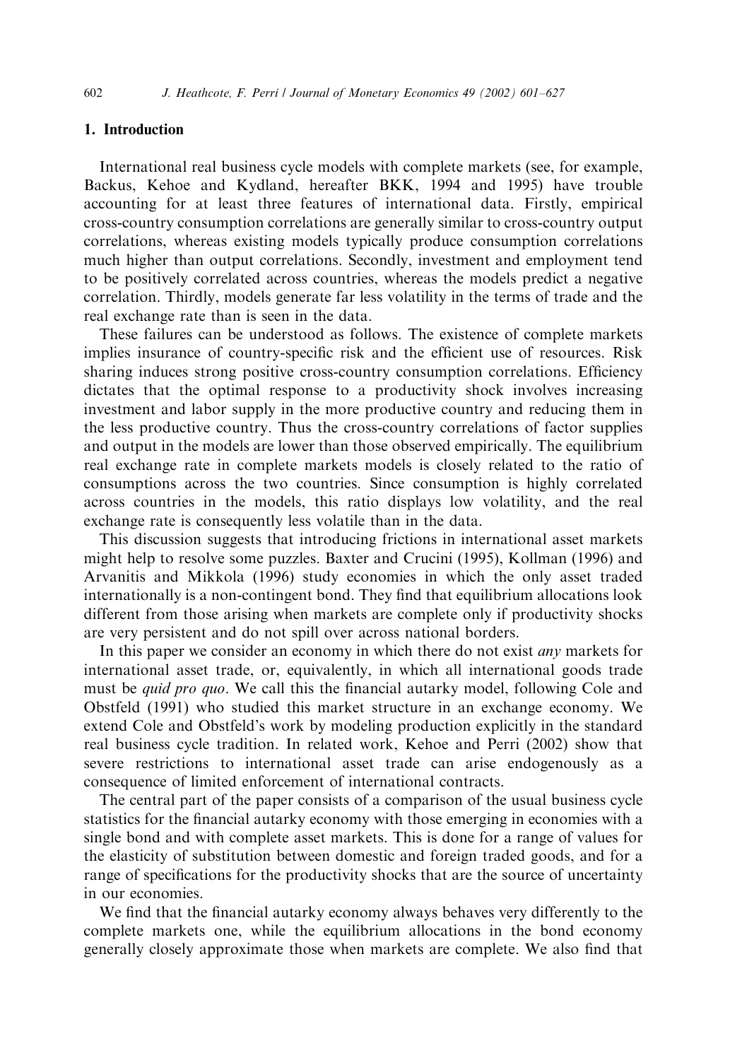## 1. Introduction

International real business cycle models with complete markets (see, for example, Backus, Kehoe and Kydland, hereafter BKK, 1994 and 1995) have trouble accounting for at least three features of international data. Firstly, empirical cross-country consumption correlations are generally similar to cross-country output correlations, whereas existing models typically produce consumption correlations much higher than output correlations. Secondly, investment and employment tend to be positively correlated across countries, whereas the models predict a negative correlation. Thirdly, models generate far less volatility in the terms of trade and the real exchange rate than is seen in the data.

These failures can be understood as follows. The existence of complete markets implies insurance of country-specific risk and the efficient use of resources. Risk sharing induces strong positive cross-country consumption correlations. Efficiency dictates that the optimal response to a productivity shock involves increasing investment and labor supply in the more productive country and reducing them in the less productive country. Thus the cross-country correlations of factor supplies and output in the models are lower than those observed empirically. The equilibrium real exchange rate in complete markets models is closely related to the ratio of consumptions across the two countries. Since consumption is highly correlated across countries in the models, this ratio displays low volatility, and the real exchange rate is consequently less volatile than in the data.

This discussion suggests that introducing frictions in international asset markets might help to resolve some puzzles. Baxter and Crucini (1995), Kollman (1996) and Arvanitis and Mikkola (1996) study economies in which the only asset traded internationally is a non-contingent bond. They find that equilibrium allocations look different from those arising when markets are complete only if productivity shocks are very persistent and do not spill over across national borders.

In this paper we consider an economy in which there do not exist *any* markets for international asset trade, or, equivalently, in which all international goods trade must be *quid pro quo*. We call this the financial autarky model, following Cole and Obstfeld (1991) who studied this market structure in an exchange economy. We extend Cole and Obstfeld's work by modeling production explicitly in the standard real business cycle tradition. In related work, Kehoe and Perri (2002) show that severe restrictions to international asset trade can arise endogenously as a consequence of limited enforcement of international contracts.

The central part of the paper consists of a comparison of the usual business cycle statistics for the financial autarky economy with those emerging in economies with a single bond and with complete asset markets. This is done for a range of values for the elasticity of substitution between domestic and foreign traded goods, and for a range of specifications for the productivity shocks that are the source of uncertainty in our economies.

We find that the financial autarky economy always behaves very differently to the complete markets one, while the equilibrium allocations in the bond economy generally closely approximate those when markets are complete. We also find that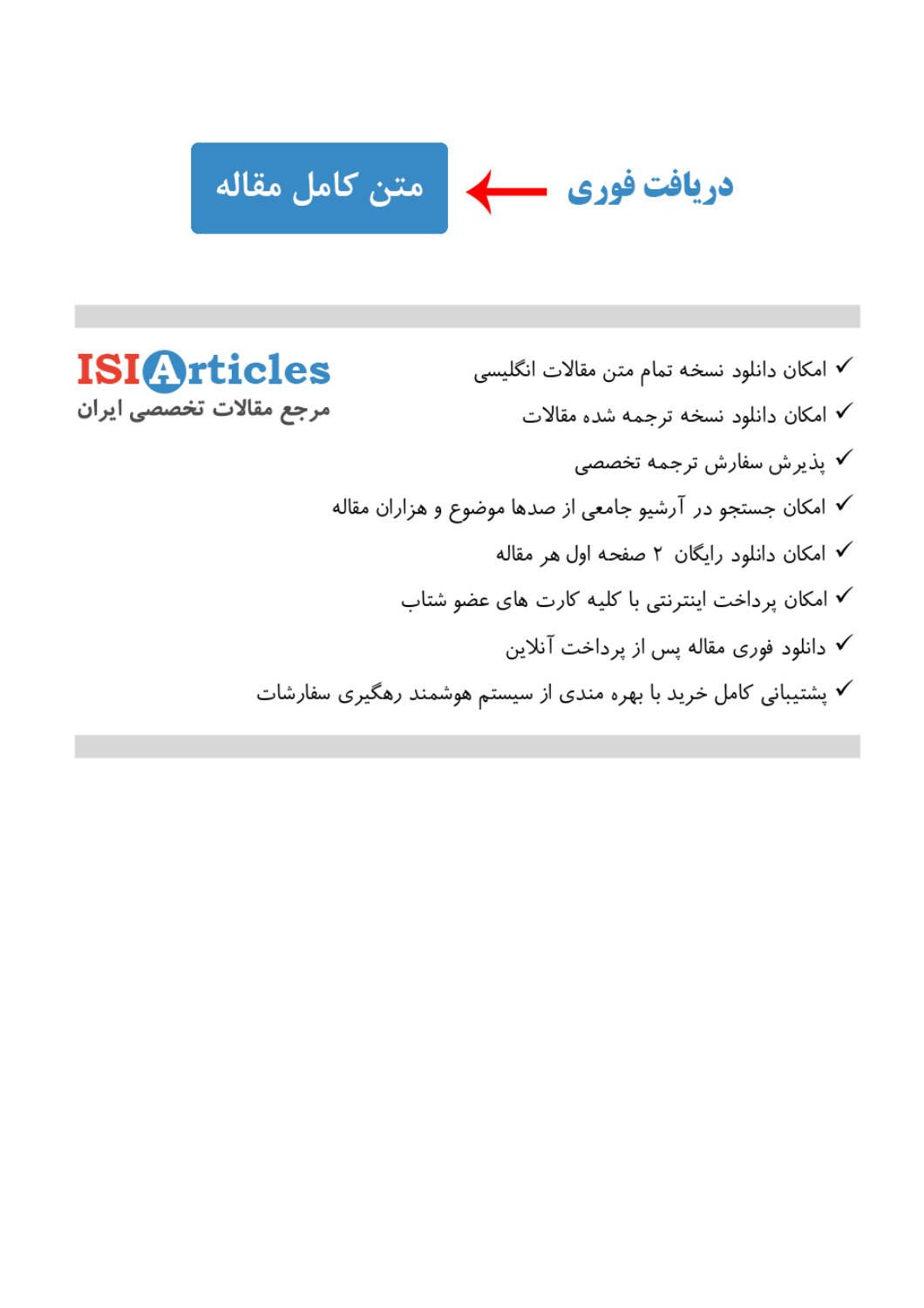دریافت فوری ← **متن کامل مقاله**

**ISIArticles**
مرجع مقالات تخصصی ایران

- ✓ امکان دانلود نسخه تمام متن مقالات انگلیسی
- ✓ امکان دانلود نسخه ترجمه شده مقالات
- ✓ پذیرش سفارش ترجمه تخصصی
- ✓ امکان جستجو در آرشیو جامعی از صدها موضوع و هزاران مقاله
- ✓ امکان دانلود رایگان ۲ صفحه اول هر مقاله
- ✓ امکان پرداخت اینترنتی با کلیه کارت های عضو شتاب
- ✓ دانلود فوری مقاله پس از پرداخت آنلاین
- ✓ پشتیبانی کامل خرید با بهره مندی از سیستم هوشمند رهگیری سفارشات